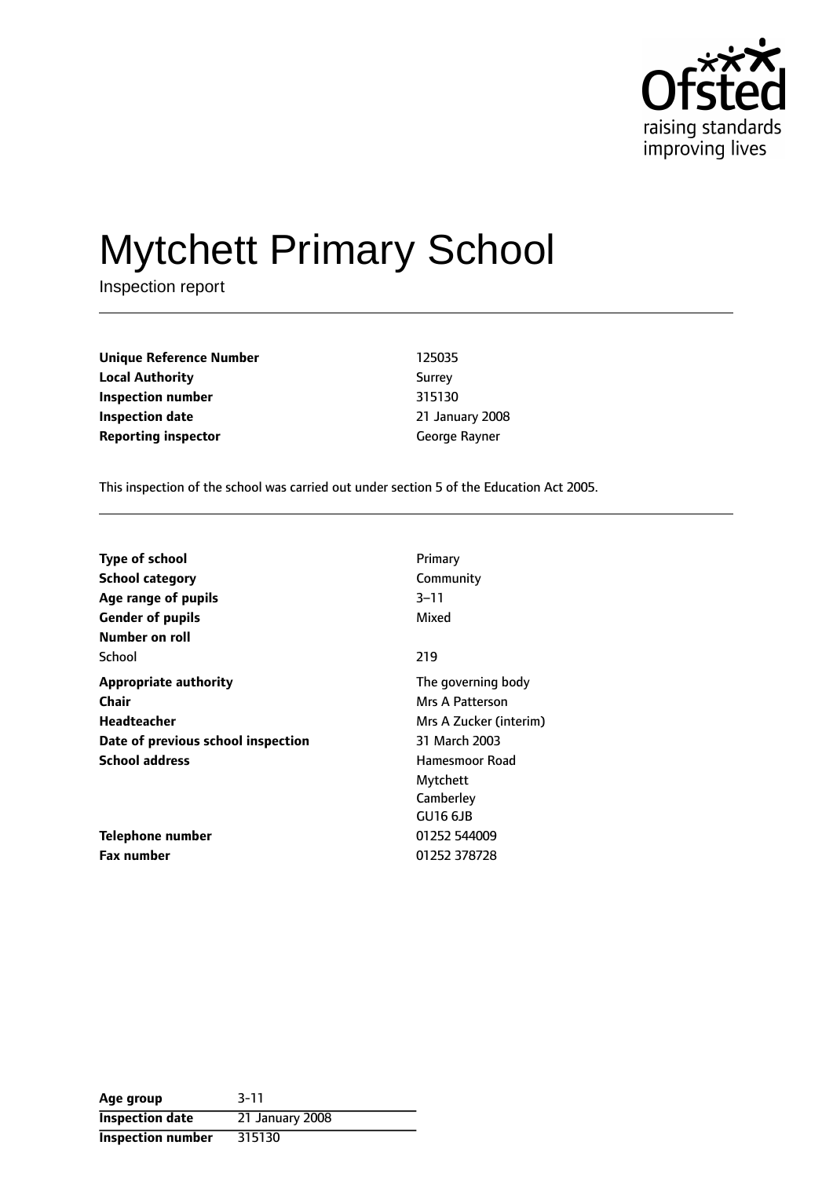# Mytchett Primary School

Inspection report

| | |
|---|---|
| **Unique Reference Number** | 125035 |
| **Local Authority** | Surrey |
| **Inspection number** | 315130 |
| **Inspection date** | 21 January 2008 |
| **Reporting inspector** | George Rayner |

This inspection of the school was carried out under section 5 of the Education Act 2005.

| | |
|---|---|
| **Type of school** | Primary |
| **School category** | Community |
| **Age range of pupils** | 3–11 |
| **Gender of pupils** | Mixed |
| **Number on roll** | |
| School | 219 |
| **Appropriate authority** | The governing body |
| **Chair** | Mrs A Patterson |
| **Headteacher** | Mrs A Zucker (interim) |
| **Date of previous school inspection** | 31 March 2003 |
| **School address** | Hamesmoor Road<br>Mytchett<br>Camberley<br>GU16 6JB |
| **Telephone number** | 01252 544009 |
| **Fax number** | 01252 378728 |

| | |
|---|---|
| **Age group** | 3-11 |
| **Inspection date** | 21 January 2008 |
| **Inspection number** | 315130 |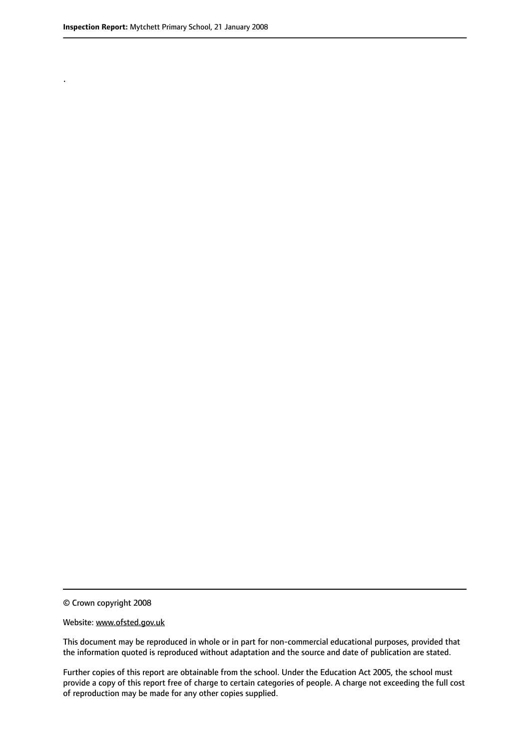.

© Crown copyright 2008

Website: www.ofsted.gov.uk

This document may be reproduced in whole or in part for non-commercial educational purposes, provided that the information quoted is reproduced without adaptation and the source and date of publication are stated.

Further copies of this report are obtainable from the school. Under the Education Act 2005, the school must provide a copy of this report free of charge to certain categories of people. A charge not exceeding the full cost of reproduction may be made for any other copies supplied.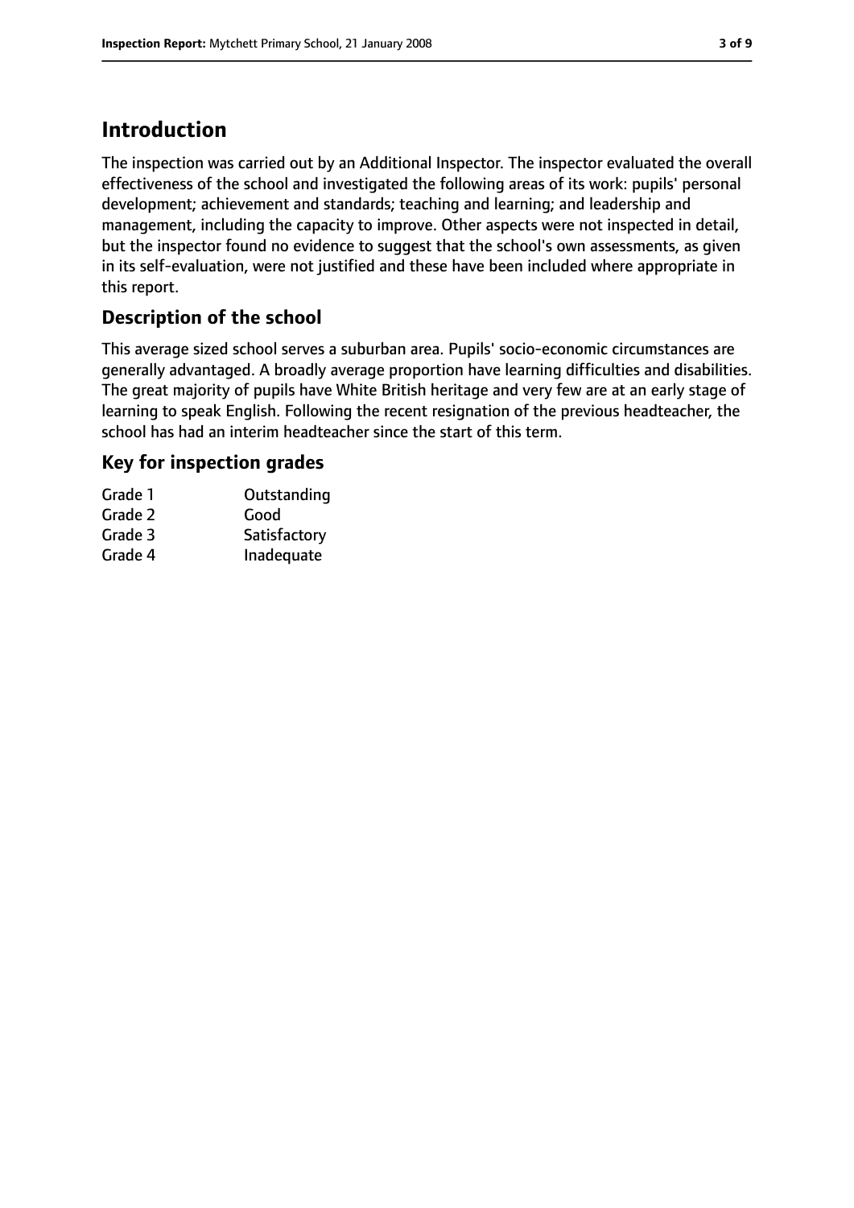# Introduction

The inspection was carried out by an Additional Inspector. The inspector evaluated the overall effectiveness of the school and investigated the following areas of its work: pupils' personal development; achievement and standards; teaching and learning; and leadership and management, including the capacity to improve. Other aspects were not inspected in detail, but the inspector found no evidence to suggest that the school's own assessments, as given in its self-evaluation, were not justified and these have been included where appropriate in this report.

## Description of the school

This average sized school serves a suburban area. Pupils' socio-economic circumstances are generally advantaged. A broadly average proportion have learning difficulties and disabilities. The great majority of pupils have White British heritage and very few are at an early stage of learning to speak English. Following the recent resignation of the previous headteacher, the school has had an interim headteacher since the start of this term.

## Key for inspection grades

| | |
|---|---|
| Grade 1 | Outstanding |
| Grade 2 | Good |
| Grade 3 | Satisfactory |
| Grade 4 | Inadequate |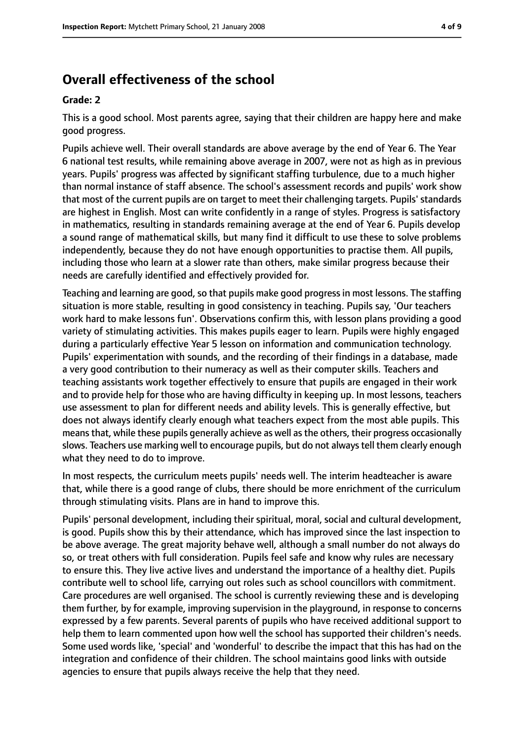## Overall effectiveness of the school

### Grade: 2

This is a good school. Most parents agree, saying that their children are happy here and make good progress.

Pupils achieve well. Their overall standards are above average by the end of Year 6. The Year 6 national test results, while remaining above average in 2007, were not as high as in previous years. Pupils' progress was affected by significant staffing turbulence, due to a much higher than normal instance of staff absence. The school's assessment records and pupils' work show that most of the current pupils are on target to meet their challenging targets. Pupils' standards are highest in English. Most can write confidently in a range of styles. Progress is satisfactory in mathematics, resulting in standards remaining average at the end of Year 6. Pupils develop a sound range of mathematical skills, but many find it difficult to use these to solve problems independently, because they do not have enough opportunities to practise them. All pupils, including those who learn at a slower rate than others, make similar progress because their needs are carefully identified and effectively provided for.

Teaching and learning are good, so that pupils make good progress in most lessons. The staffing situation is more stable, resulting in good consistency in teaching. Pupils say, 'Our teachers work hard to make lessons fun'. Observations confirm this, with lesson plans providing a good variety of stimulating activities. This makes pupils eager to learn. Pupils were highly engaged during a particularly effective Year 5 lesson on information and communication technology. Pupils' experimentation with sounds, and the recording of their findings in a database, made a very good contribution to their numeracy as well as their computer skills. Teachers and teaching assistants work together effectively to ensure that pupils are engaged in their work and to provide help for those who are having difficulty in keeping up. In most lessons, teachers use assessment to plan for different needs and ability levels. This is generally effective, but does not always identify clearly enough what teachers expect from the most able pupils. This means that, while these pupils generally achieve as well as the others, their progress occasionally slows. Teachers use marking well to encourage pupils, but do not always tell them clearly enough what they need to do to improve.

In most respects, the curriculum meets pupils' needs well. The interim headteacher is aware that, while there is a good range of clubs, there should be more enrichment of the curriculum through stimulating visits. Plans are in hand to improve this.

Pupils' personal development, including their spiritual, moral, social and cultural development, is good. Pupils show this by their attendance, which has improved since the last inspection to be above average. The great majority behave well, although a small number do not always do so, or treat others with full consideration. Pupils feel safe and know why rules are necessary to ensure this. They live active lives and understand the importance of a healthy diet. Pupils contribute well to school life, carrying out roles such as school councillors with commitment. Care procedures are well organised. The school is currently reviewing these and is developing them further, by for example, improving supervision in the playground, in response to concerns expressed by a few parents. Several parents of pupils who have received additional support to help them to learn commented upon how well the school has supported their children's needs. Some used words like, 'special' and 'wonderful' to describe the impact that this has had on the integration and confidence of their children. The school maintains good links with outside agencies to ensure that pupils always receive the help that they need.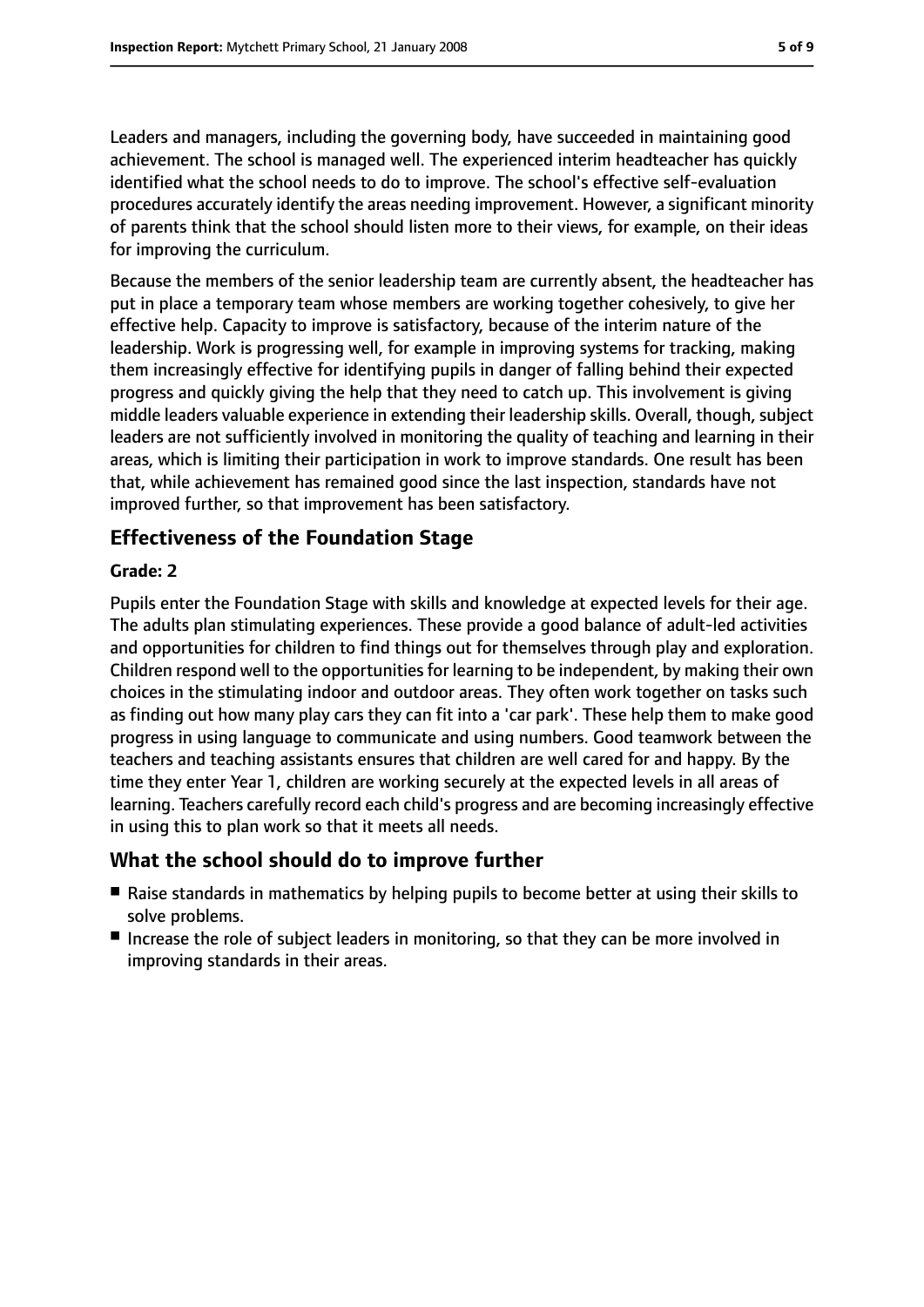Leaders and managers, including the governing body, have succeeded in maintaining good achievement. The school is managed well. The experienced interim headteacher has quickly identified what the school needs to do to improve. The school's effective self-evaluation procedures accurately identify the areas needing improvement. However, a significant minority of parents think that the school should listen more to their views, for example, on their ideas for improving the curriculum.

Because the members of the senior leadership team are currently absent, the headteacher has put in place a temporary team whose members are working together cohesively, to give her effective help. Capacity to improve is satisfactory, because of the interim nature of the leadership. Work is progressing well, for example in improving systems for tracking, making them increasingly effective for identifying pupils in danger of falling behind their expected progress and quickly giving the help that they need to catch up. This involvement is giving middle leaders valuable experience in extending their leadership skills. Overall, though, subject leaders are not sufficiently involved in monitoring the quality of teaching and learning in their areas, which is limiting their participation in work to improve standards. One result has been that, while achievement has remained good since the last inspection, standards have not improved further, so that improvement has been satisfactory.

## Effectiveness of the Foundation Stage

**Grade: 2**

Pupils enter the Foundation Stage with skills and knowledge at expected levels for their age. The adults plan stimulating experiences. These provide a good balance of adult-led activities and opportunities for children to find things out for themselves through play and exploration. Children respond well to the opportunities for learning to be independent, by making their own choices in the stimulating indoor and outdoor areas. They often work together on tasks such as finding out how many play cars they can fit into a 'car park'. These help them to make good progress in using language to communicate and using numbers. Good teamwork between the teachers and teaching assistants ensures that children are well cared for and happy. By the time they enter Year 1, children are working securely at the expected levels in all areas of learning. Teachers carefully record each child's progress and are becoming increasingly effective in using this to plan work so that it meets all needs.

## What the school should do to improve further

- Raise standards in mathematics by helping pupils to become better at using their skills to solve problems.
- Increase the role of subject leaders in monitoring, so that they can be more involved in improving standards in their areas.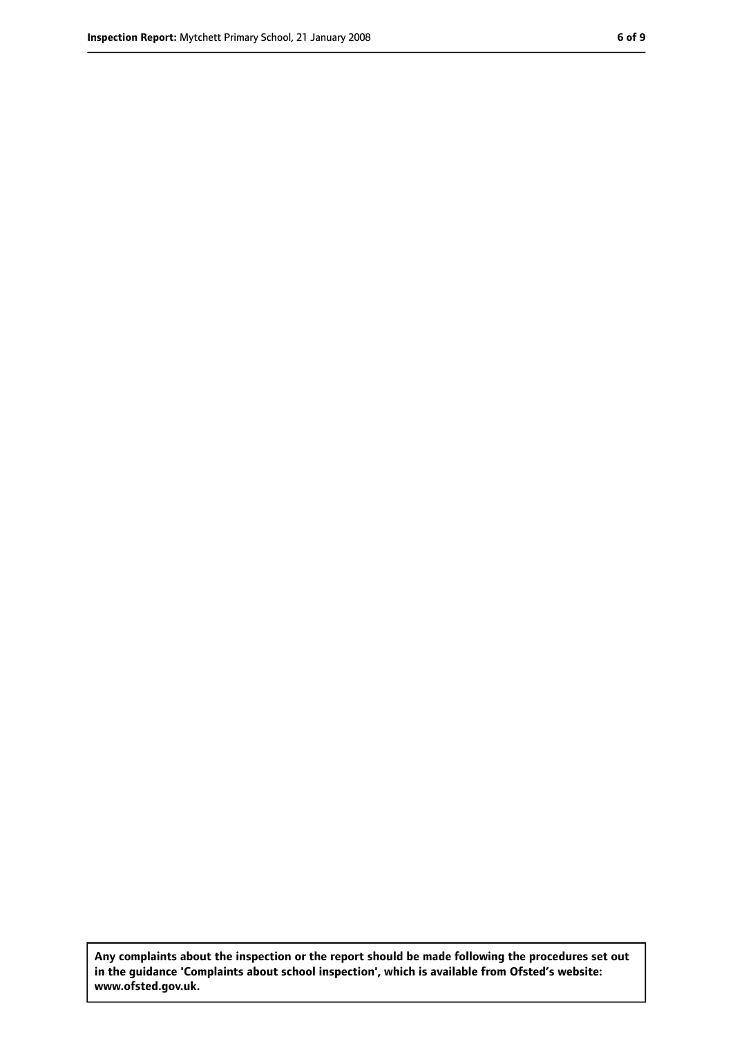**Any complaints about the inspection or the report should be made following the procedures set out in the guidance 'Complaints about school inspection', which is available from Ofsted's website: www.ofsted.gov.uk.**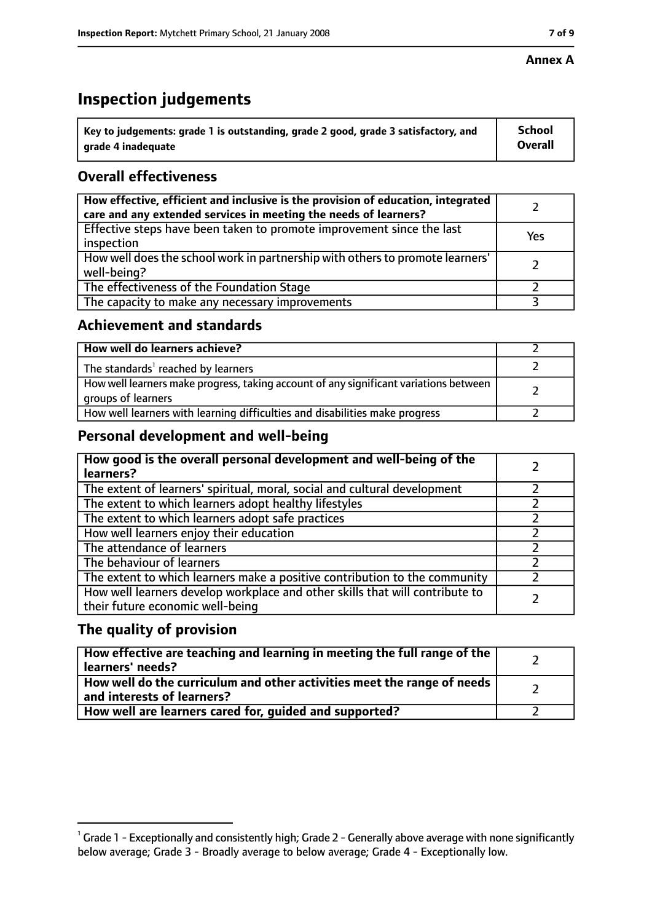**Annex A**

# Inspection judgements

| Key to judgements: grade 1 is outstanding, grade 2 good, grade 3 satisfactory, and grade 4 inadequate | School Overall |
| --- | --- |

## Overall effectiveness

| | |
| --- | --- |
| **How effective, efficient and inclusive is the provision of education, integrated care and any extended services in meeting the needs of learners?** | 2 |
| Effective steps have been taken to promote improvement since the last inspection | Yes |
| How well does the school work in partnership with others to promote learners' well-being? | 2 |
| The effectiveness of the Foundation Stage | 2 |
| The capacity to make any necessary improvements | 3 |

## Achievement and standards

| | |
| --- | --- |
| **How well do learners achieve?** | 2 |
| The standards[1] reached by learners | 2 |
| How well learners make progress, taking account of any significant variations between groups of learners | 2 |
| How well learners with learning difficulties and disabilities make progress | 2 |

## Personal development and well-being

| | |
| --- | --- |
| **How good is the overall personal development and well-being of the learners?** | 2 |
| The extent of learners' spiritual, moral, social and cultural development | 2 |
| The extent to which learners adopt healthy lifestyles | 2 |
| The extent to which learners adopt safe practices | 2 |
| How well learners enjoy their education | 2 |
| The attendance of learners | 2 |
| The behaviour of learners | 2 |
| The extent to which learners make a positive contribution to the community | 2 |
| How well learners develop workplace and other skills that will contribute to their future economic well-being | 2 |

## The quality of provision

| | |
| --- | --- |
| **How effective are teaching and learning in meeting the full range of the learners' needs?** | 2 |
| **How well do the curriculum and other activities meet the range of needs and interests of learners?** | 2 |
| **How well are learners cared for, guided and supported?** | 2 |

[1] Grade 1 - Exceptionally and consistently high; Grade 2 - Generally above average with none significantly below average; Grade 3 - Broadly average to below average; Grade 4 - Exceptionally low.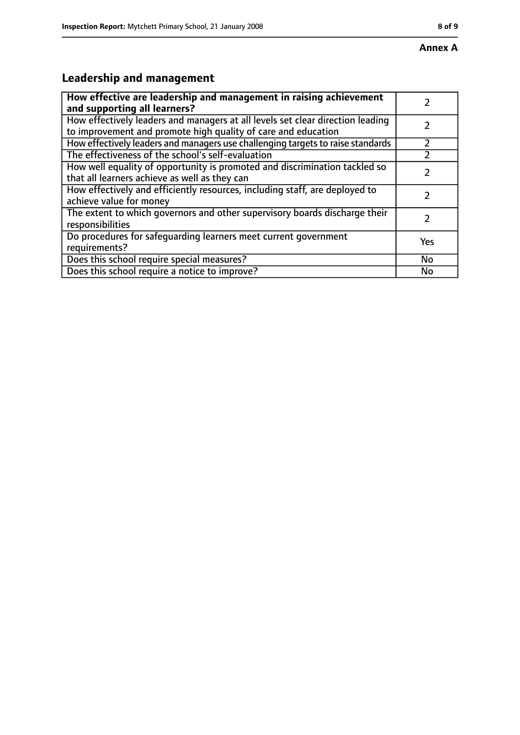**Annex A**

## Leadership and management

| **How effective are leadership and management in raising achievement and supporting all learners?** | 2 |
|---|---|
| How effectively leaders and managers at all levels set clear direction leading to improvement and promote high quality of care and education | 2 |
| How effectively leaders and managers use challenging targets to raise standards | 2 |
| The effectiveness of the school's self-evaluation | 2 |
| How well equality of opportunity is promoted and discrimination tackled so that all learners achieve as well as they can | 2 |
| How effectively and efficiently resources, including staff, are deployed to achieve value for money | 2 |
| The extent to which governors and other supervisory boards discharge their responsibilities | 2 |
| Do procedures for safeguarding learners meet current government requirements? | Yes |
| Does this school require special measures? | No |
| Does this school require a notice to improve? | No |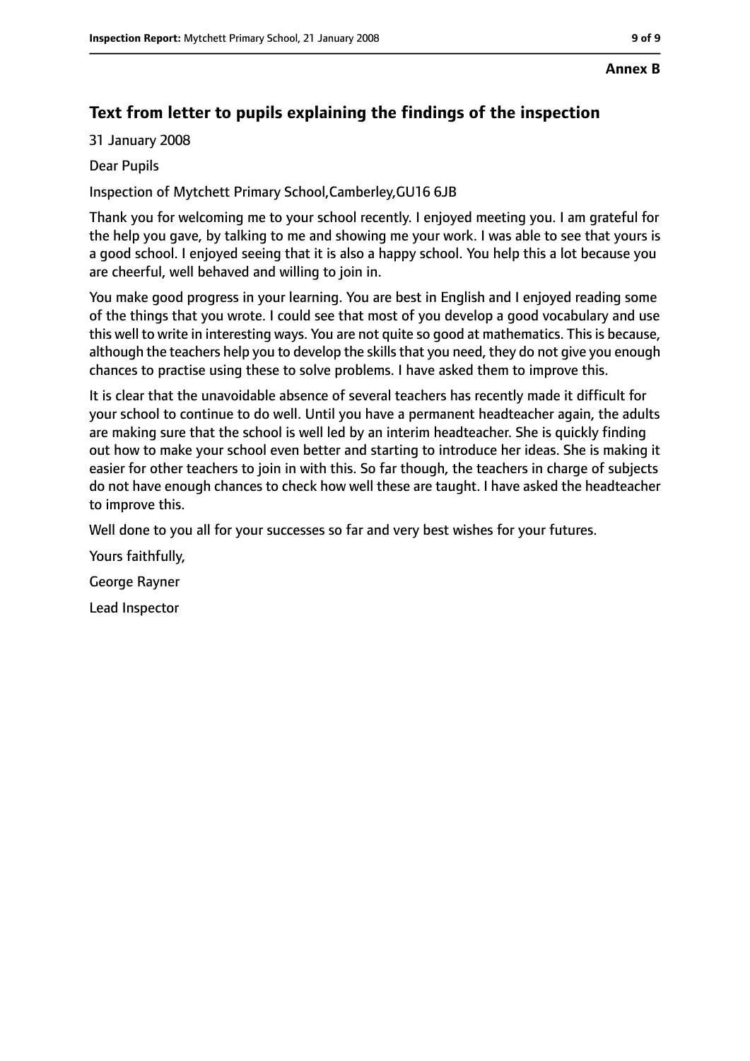**Annex B**

## Text from letter to pupils explaining the findings of the inspection

31 January 2008

Dear Pupils

Inspection of Mytchett Primary School,Camberley,GU16 6JB

Thank you for welcoming me to your school recently. I enjoyed meeting you. I am grateful for the help you gave, by talking to me and showing me your work. I was able to see that yours is a good school. I enjoyed seeing that it is also a happy school. You help this a lot because you are cheerful, well behaved and willing to join in.

You make good progress in your learning. You are best in English and I enjoyed reading some of the things that you wrote. I could see that most of you develop a good vocabulary and use this well to write in interesting ways. You are not quite so good at mathematics. This is because, although the teachers help you to develop the skills that you need, they do not give you enough chances to practise using these to solve problems. I have asked them to improve this.

It is clear that the unavoidable absence of several teachers has recently made it difficult for your school to continue to do well. Until you have a permanent headteacher again, the adults are making sure that the school is well led by an interim headteacher. She is quickly finding out how to make your school even better and starting to introduce her ideas. She is making it easier for other teachers to join in with this. So far though, the teachers in charge of subjects do not have enough chances to check how well these are taught. I have asked the headteacher to improve this.

Well done to you all for your successes so far and very best wishes for your futures.

Yours faithfully,

George Rayner

Lead Inspector